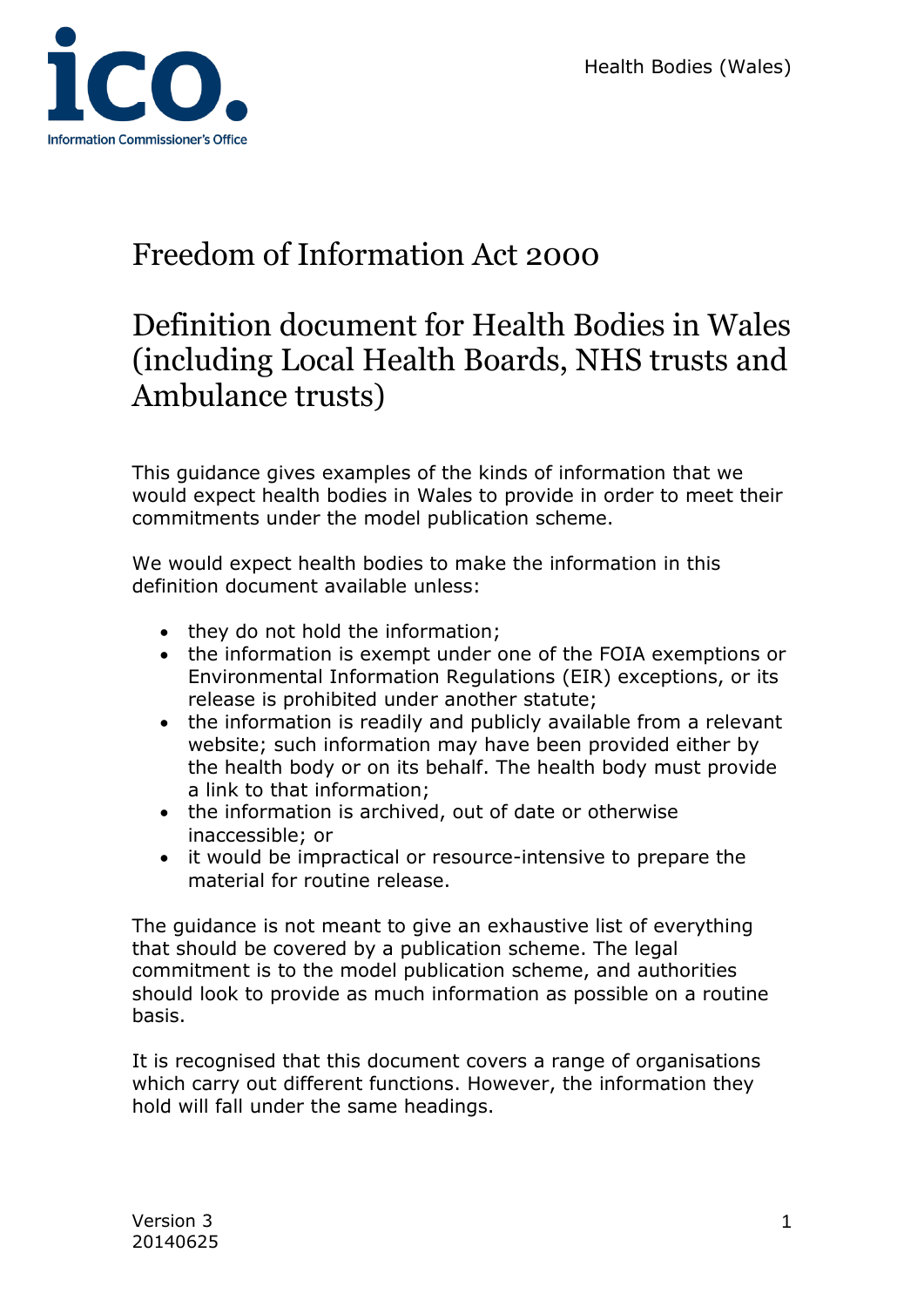# Freedom of Information Act 2000

## Definition document for Health Bodies in Wales (including Local Health Boards, NHS trusts and Ambulance trusts)

This guidance gives examples of the kinds of information that we would expect health bodies in Wales to provide in order to meet their commitments under the model publication scheme.

We would expect health bodies to make the information in this definition document available unless:

- they do not hold the information;
- the information is exempt under one of the FOIA exemptions or Environmental Information Regulations (EIR) exceptions, or its release is prohibited under another statute;
- the information is readily and publicly available from a relevant website; such information may have been provided either by the health body or on its behalf. The health body must provide a link to that information;
- the information is archived, out of date or otherwise inaccessible; or
- it would be impractical or resource-intensive to prepare the material for routine release.

The guidance is not meant to give an exhaustive list of everything that should be covered by a publication scheme. The legal commitment is to the model publication scheme, and authorities should look to provide as much information as possible on a routine basis.

It is recognised that this document covers a range of organisations which carry out different functions. However, the information they hold will fall under the same headings.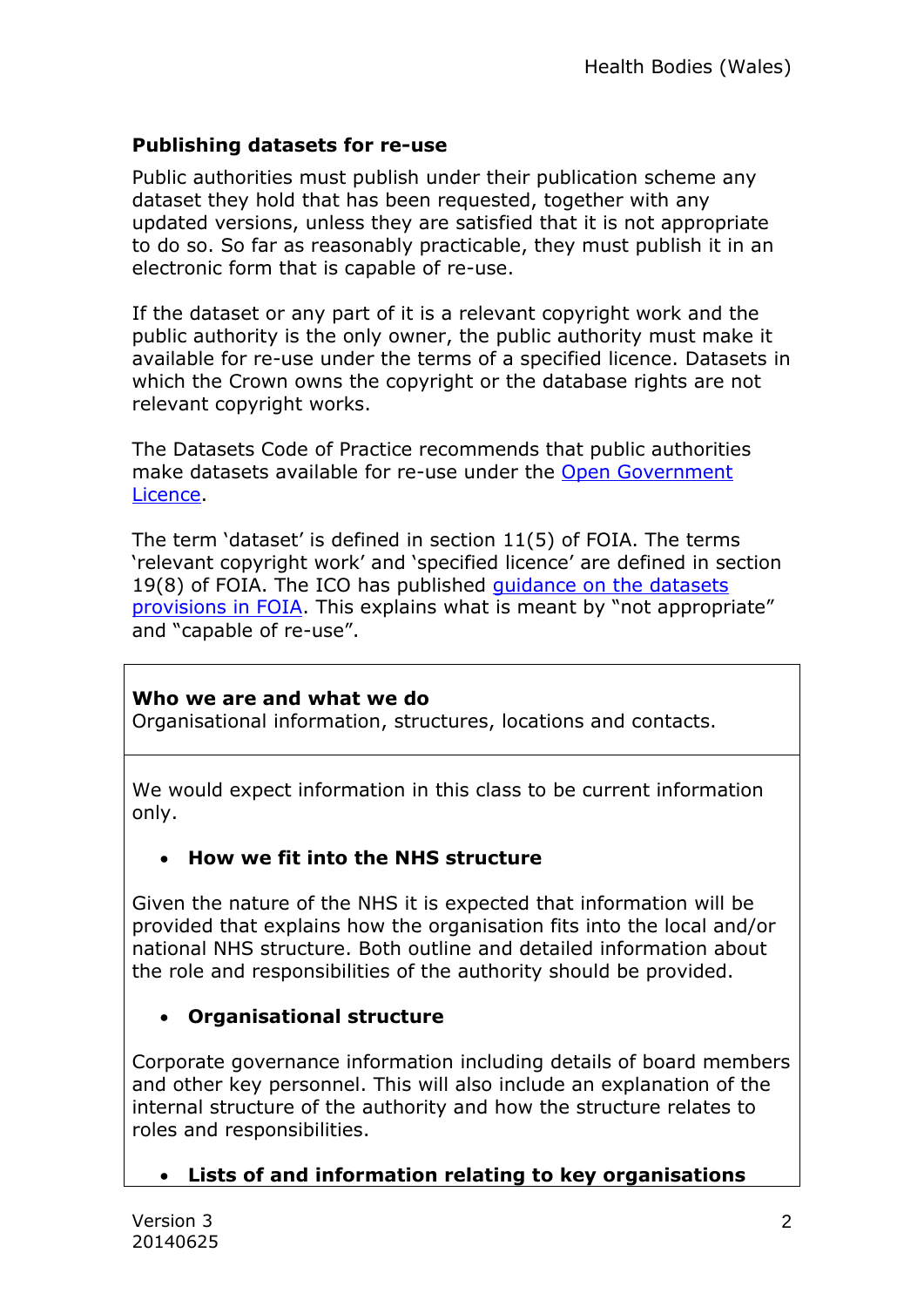**Publishing datasets for re-use**

Public authorities must publish under their publication scheme any dataset they hold that has been requested, together with any updated versions, unless they are satisfied that it is not appropriate to do so. So far as reasonably practicable, they must publish it in an electronic form that is capable of re-use.

If the dataset or any part of it is a relevant copyright work and the public authority is the only owner, the public authority must make it available for re-use under the terms of a specified licence. Datasets in which the Crown owns the copyright or the database rights are not relevant copyright works.

The Datasets Code of Practice recommends that public authorities make datasets available for re-use under the Open Government Licence.

The term 'dataset' is defined in section 11(5) of FOIA. The terms 'relevant copyright work' and 'specified licence' are defined in section 19(8) of FOIA. The ICO has published guidance on the datasets provisions in FOIA. This explains what is meant by "not appropriate" and "capable of re-use".

**Who we are and what we do**
Organisational information, structures, locations and contacts.

We would expect information in this class to be current information only.

- **How we fit into the NHS structure**

Given the nature of the NHS it is expected that information will be provided that explains how the organisation fits into the local and/or national NHS structure. Both outline and detailed information about the role and responsibilities of the authority should be provided.

- **Organisational structure**

Corporate governance information including details of board members and other key personnel. This will also include an explanation of the internal structure of the authority and how the structure relates to roles and responsibilities.

- **Lists of and information relating to key organisations**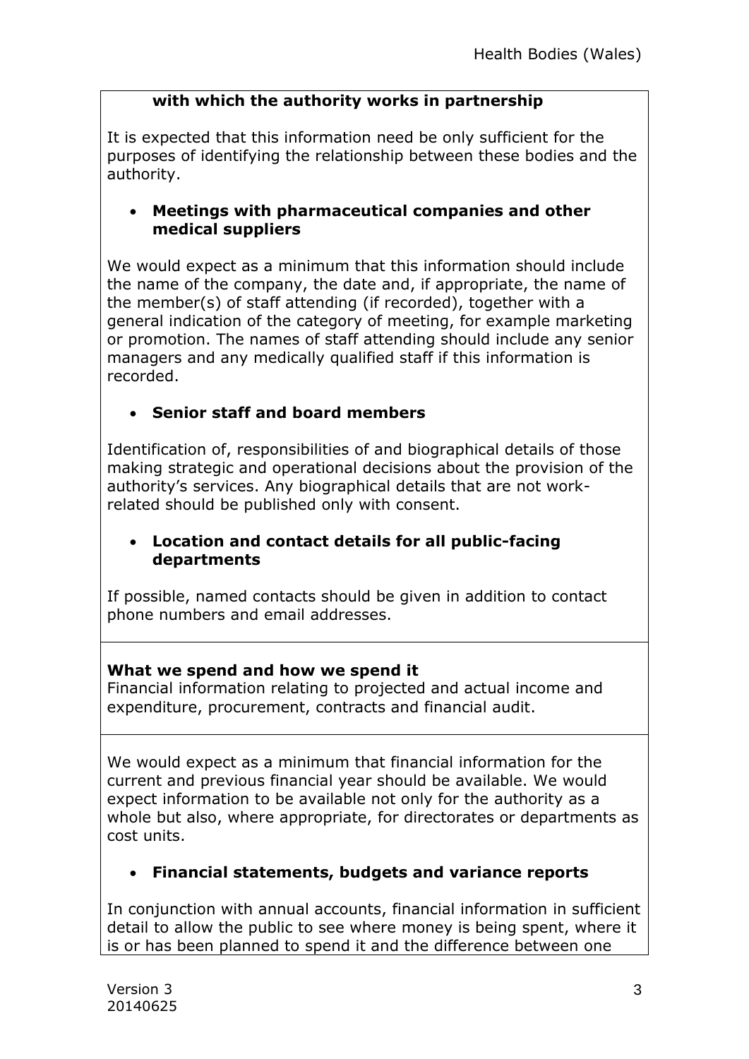**with which the authority works in partnership**

It is expected that this information need be only sufficient for the purposes of identifying the relationship between these bodies and the authority.

- **Meetings with pharmaceutical companies and other medical suppliers**

We would expect as a minimum that this information should include the name of the company, the date and, if appropriate, the name of the member(s) of staff attending (if recorded), together with a general indication of the category of meeting, for example marketing or promotion. The names of staff attending should include any senior managers and any medically qualified staff if this information is recorded.

- **Senior staff and board members**

Identification of, responsibilities of and biographical details of those making strategic and operational decisions about the provision of the authority's services. Any biographical details that are not work-related should be published only with consent.

- **Location and contact details for all public-facing departments**

If possible, named contacts should be given in addition to contact phone numbers and email addresses.

**What we spend and how we spend it**
Financial information relating to projected and actual income and expenditure, procurement, contracts and financial audit.

We would expect as a minimum that financial information for the current and previous financial year should be available. We would expect information to be available not only for the authority as a whole but also, where appropriate, for directorates or departments as cost units.

- **Financial statements, budgets and variance reports**

In conjunction with annual accounts, financial information in sufficient detail to allow the public to see where money is being spent, where it is or has been planned to spend it and the difference between one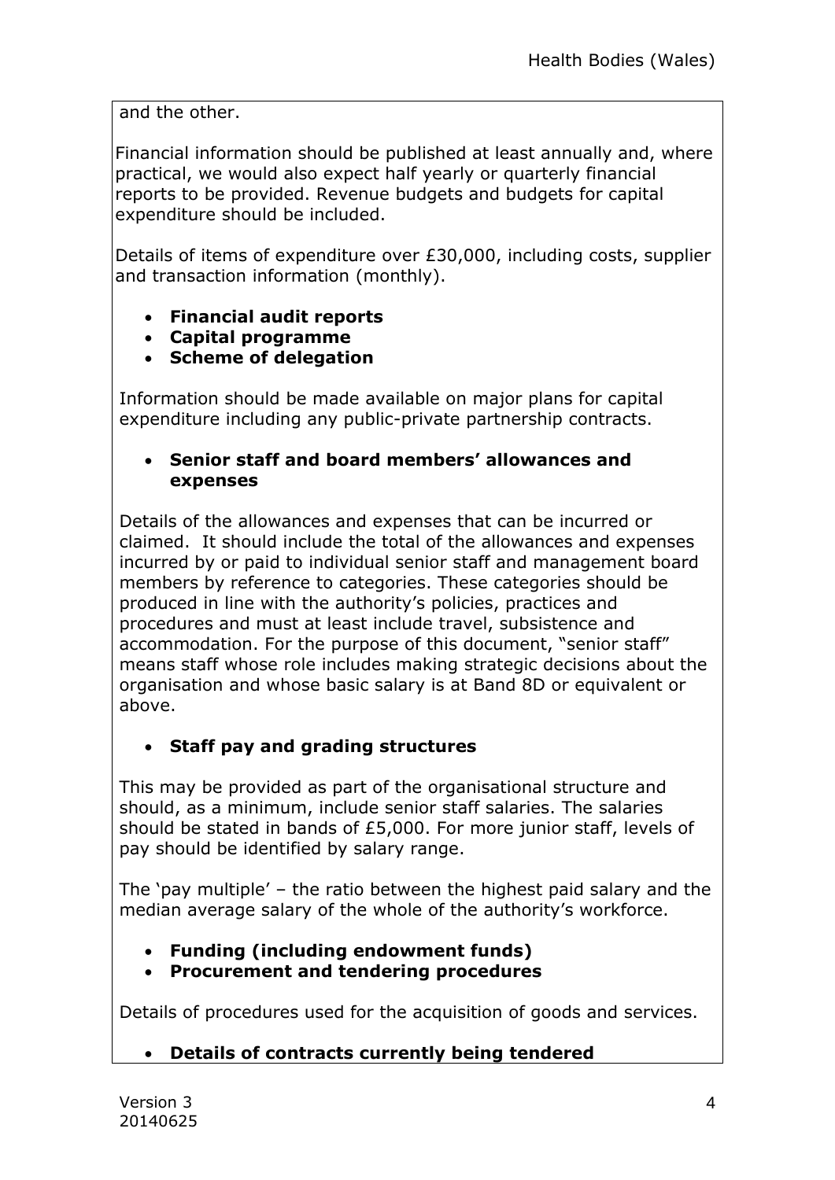and the other.

Financial information should be published at least annually and, where practical, we would also expect half yearly or quarterly financial reports to be provided. Revenue budgets and budgets for capital expenditure should be included.

Details of items of expenditure over £30,000, including costs, supplier and transaction information (monthly).

- **Financial audit reports**
- **Capital programme**
- **Scheme of delegation**

Information should be made available on major plans for capital expenditure including any public-private partnership contracts.

- **Senior staff and board members' allowances and expenses**

Details of the allowances and expenses that can be incurred or claimed. It should include the total of the allowances and expenses incurred by or paid to individual senior staff and management board members by reference to categories. These categories should be produced in line with the authority's policies, practices and procedures and must at least include travel, subsistence and accommodation. For the purpose of this document, "senior staff" means staff whose role includes making strategic decisions about the organisation and whose basic salary is at Band 8D or equivalent or above.

- **Staff pay and grading structures**

This may be provided as part of the organisational structure and should, as a minimum, include senior staff salaries. The salaries should be stated in bands of £5,000. For more junior staff, levels of pay should be identified by salary range.

The 'pay multiple' – the ratio between the highest paid salary and the median average salary of the whole of the authority's workforce.

- **Funding (including endowment funds)**
- **Procurement and tendering procedures**

Details of procedures used for the acquisition of goods and services.

- **Details of contracts currently being tendered**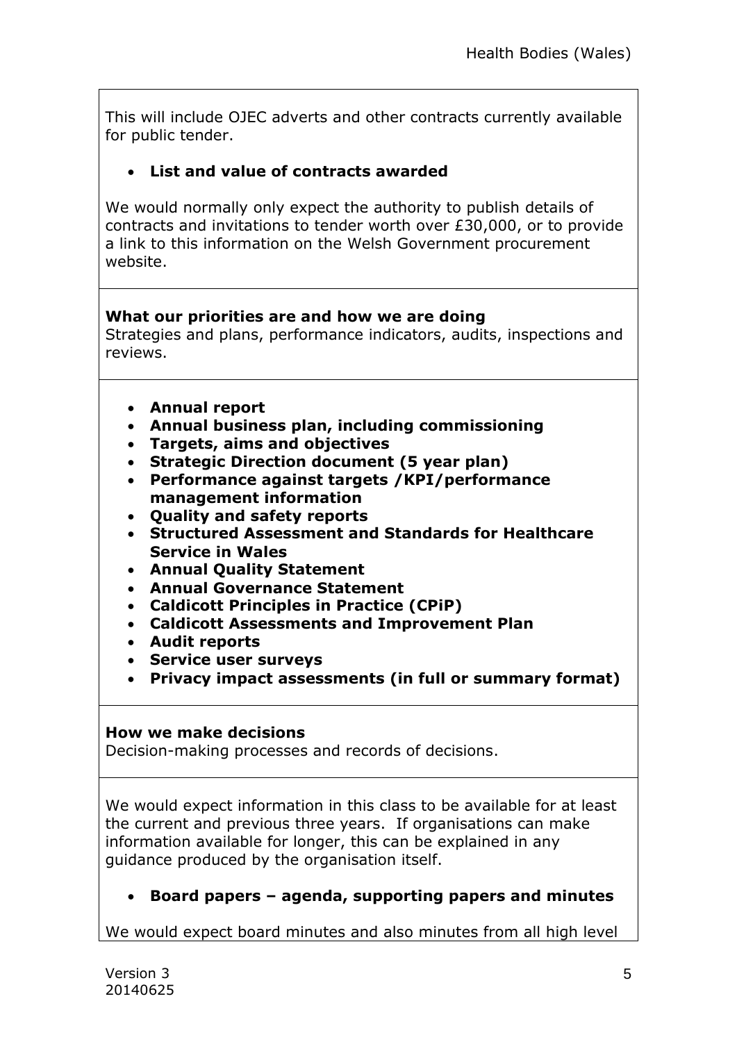This will include OJEC adverts and other contracts currently available for public tender.

- **List and value of contracts awarded**

We would normally only expect the authority to publish details of contracts and invitations to tender worth over £30,000, or to provide a link to this information on the Welsh Government procurement website.

**What our priorities are and how we are doing**
Strategies and plans, performance indicators, audits, inspections and reviews.

- **Annual report**
- **Annual business plan, including commissioning**
- **Targets, aims and objectives**
- **Strategic Direction document (5 year plan)**
- **Performance against targets /KPI/performance management information**
- **Quality and safety reports**
- **Structured Assessment and Standards for Healthcare Service in Wales**
- **Annual Quality Statement**
- **Annual Governance Statement**
- **Caldicott Principles in Practice (CPiP)**
- **Caldicott Assessments and Improvement Plan**
- **Audit reports**
- **Service user surveys**
- **Privacy impact assessments (in full or summary format)**

**How we make decisions**
Decision-making processes and records of decisions.

We would expect information in this class to be available for at least the current and previous three years. If organisations can make information available for longer, this can be explained in any guidance produced by the organisation itself.

- **Board papers – agenda, supporting papers and minutes**

We would expect board minutes and also minutes from all high level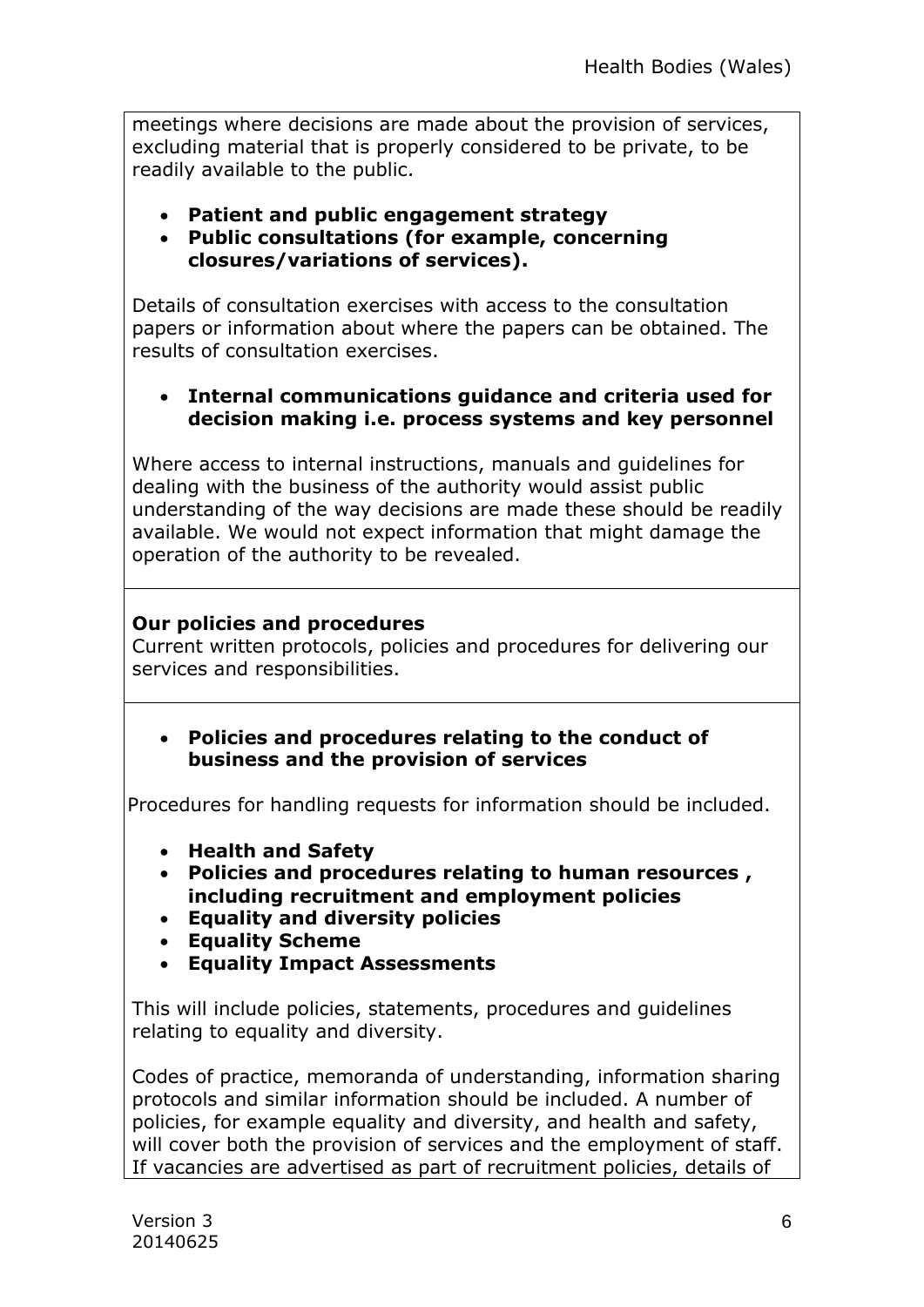meetings where decisions are made about the provision of services, excluding material that is properly considered to be private, to be readily available to the public.

- **Patient and public engagement strategy**
- **Public consultations (for example, concerning closures/variations of services).**

Details of consultation exercises with access to the consultation papers or information about where the papers can be obtained. The results of consultation exercises.

- **Internal communications guidance and criteria used for decision making i.e. process systems and key personnel**

Where access to internal instructions, manuals and guidelines for dealing with the business of the authority would assist public understanding of the way decisions are made these should be readily available. We would not expect information that might damage the operation of the authority to be revealed.

**Our policies and procedures**
Current written protocols, policies and procedures for delivering our services and responsibilities.

- **Policies and procedures relating to the conduct of business and the provision of services**

Procedures for handling requests for information should be included.

- **Health and Safety**
- **Policies and procedures relating to human resources , including recruitment and employment policies**
- **Equality and diversity policies**
- **Equality Scheme**
- **Equality Impact Assessments**

This will include policies, statements, procedures and guidelines relating to equality and diversity.

Codes of practice, memoranda of understanding, information sharing protocols and similar information should be included. A number of policies, for example equality and diversity, and health and safety, will cover both the provision of services and the employment of staff. If vacancies are advertised as part of recruitment policies, details of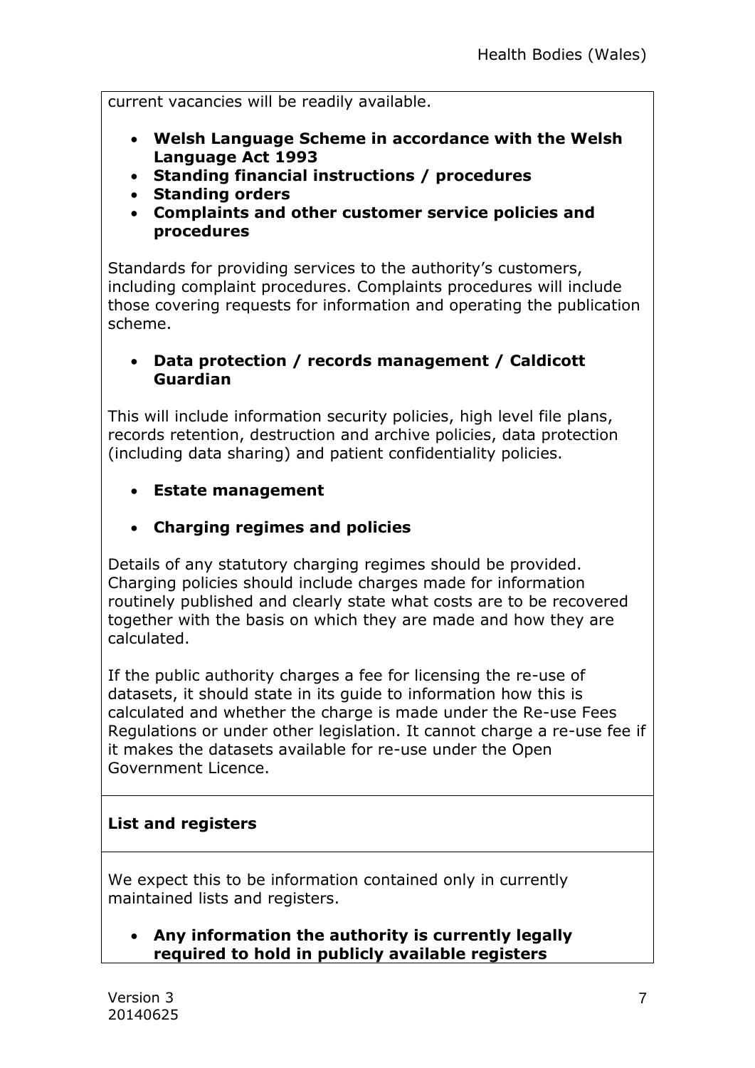current vacancies will be readily available.

- **Welsh Language Scheme in accordance with the Welsh Language Act 1993**
- **Standing financial instructions / procedures**
- **Standing orders**
- **Complaints and other customer service policies and procedures**

Standards for providing services to the authority's customers, including complaint procedures. Complaints procedures will include those covering requests for information and operating the publication scheme.

- **Data protection / records management / Caldicott Guardian**

This will include information security policies, high level file plans, records retention, destruction and archive policies, data protection (including data sharing) and patient confidentiality policies.

- **Estate management**

- **Charging regimes and policies**

Details of any statutory charging regimes should be provided. Charging policies should include charges made for information routinely published and clearly state what costs are to be recovered together with the basis on which they are made and how they are calculated.

If the public authority charges a fee for licensing the re-use of datasets, it should state in its guide to information how this is calculated and whether the charge is made under the Re-use Fees Regulations or under other legislation. It cannot charge a re-use fee if it makes the datasets available for re-use under the Open Government Licence.

**List and registers**

We expect this to be information contained only in currently maintained lists and registers.

- **Any information the authority is currently legally required to hold in publicly available registers**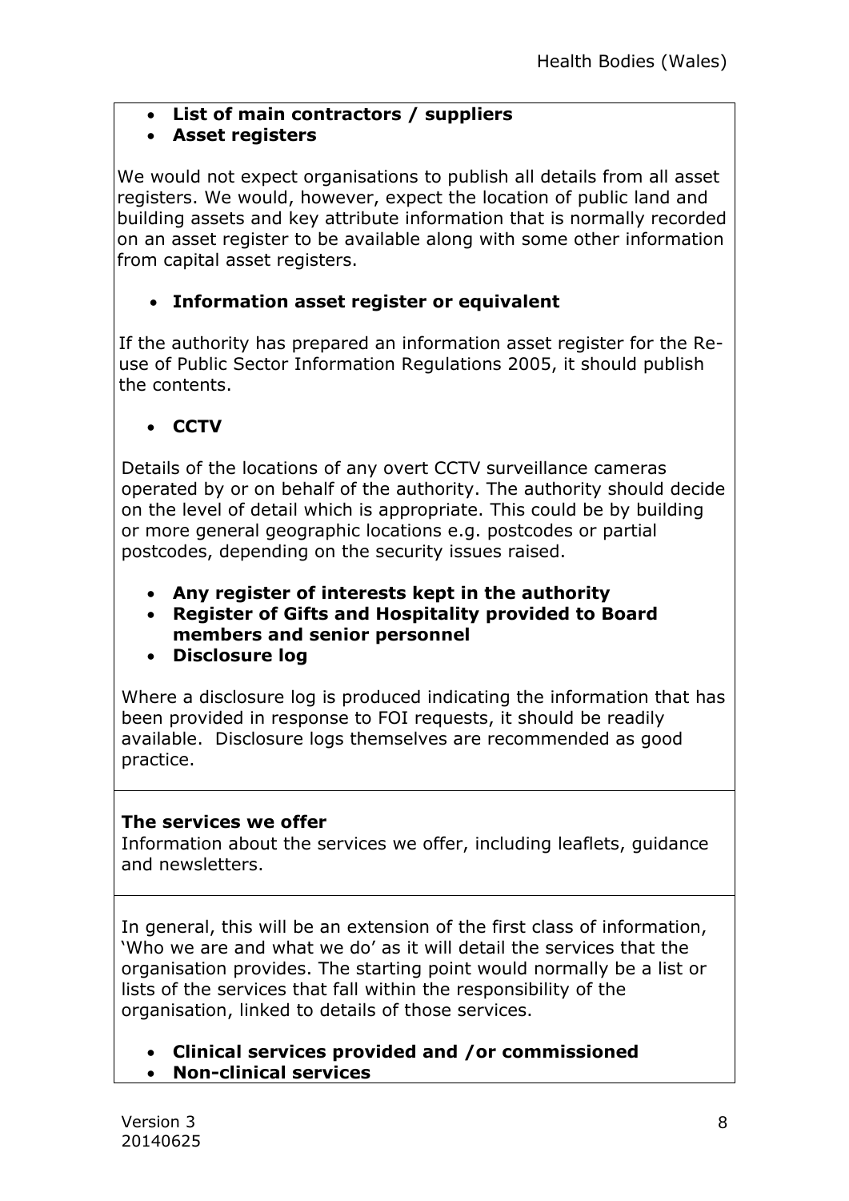- **List of main contractors / suppliers**
- **Asset registers**

We would not expect organisations to publish all details from all asset registers. We would, however, expect the location of public land and building assets and key attribute information that is normally recorded on an asset register to be available along with some other information from capital asset registers.

- **Information asset register or equivalent**

If the authority has prepared an information asset register for the Re-use of Public Sector Information Regulations 2005, it should publish the contents.

- **CCTV**

Details of the locations of any overt CCTV surveillance cameras operated by or on behalf of the authority. The authority should decide on the level of detail which is appropriate. This could be by building or more general geographic locations e.g. postcodes or partial postcodes, depending on the security issues raised.

- **Any register of interests kept in the authority**
- **Register of Gifts and Hospitality provided to Board members and senior personnel**
- **Disclosure log**

Where a disclosure log is produced indicating the information that has been provided in response to FOI requests, it should be readily available. Disclosure logs themselves are recommended as good practice.

**The services we offer**

Information about the services we offer, including leaflets, guidance and newsletters.

In general, this will be an extension of the first class of information, 'Who we are and what we do' as it will detail the services that the organisation provides. The starting point would normally be a list or lists of the services that fall within the responsibility of the organisation, linked to details of those services.

- **Clinical services provided and /or commissioned**
- **Non-clinical services**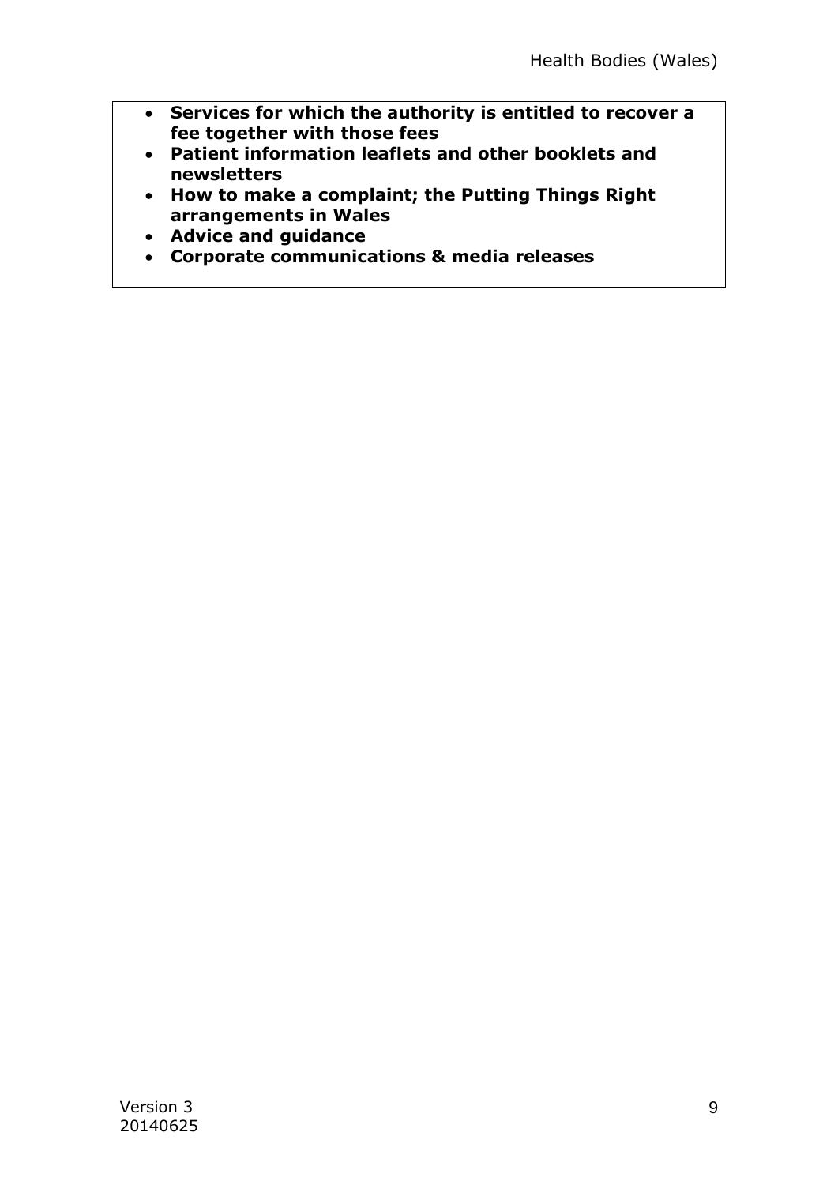- **Services for which the authority is entitled to recover a fee together with those fees**
- **Patient information leaflets and other booklets and newsletters**
- **How to make a complaint; the Putting Things Right arrangements in Wales**
- **Advice and guidance**
- **Corporate communications & media releases**